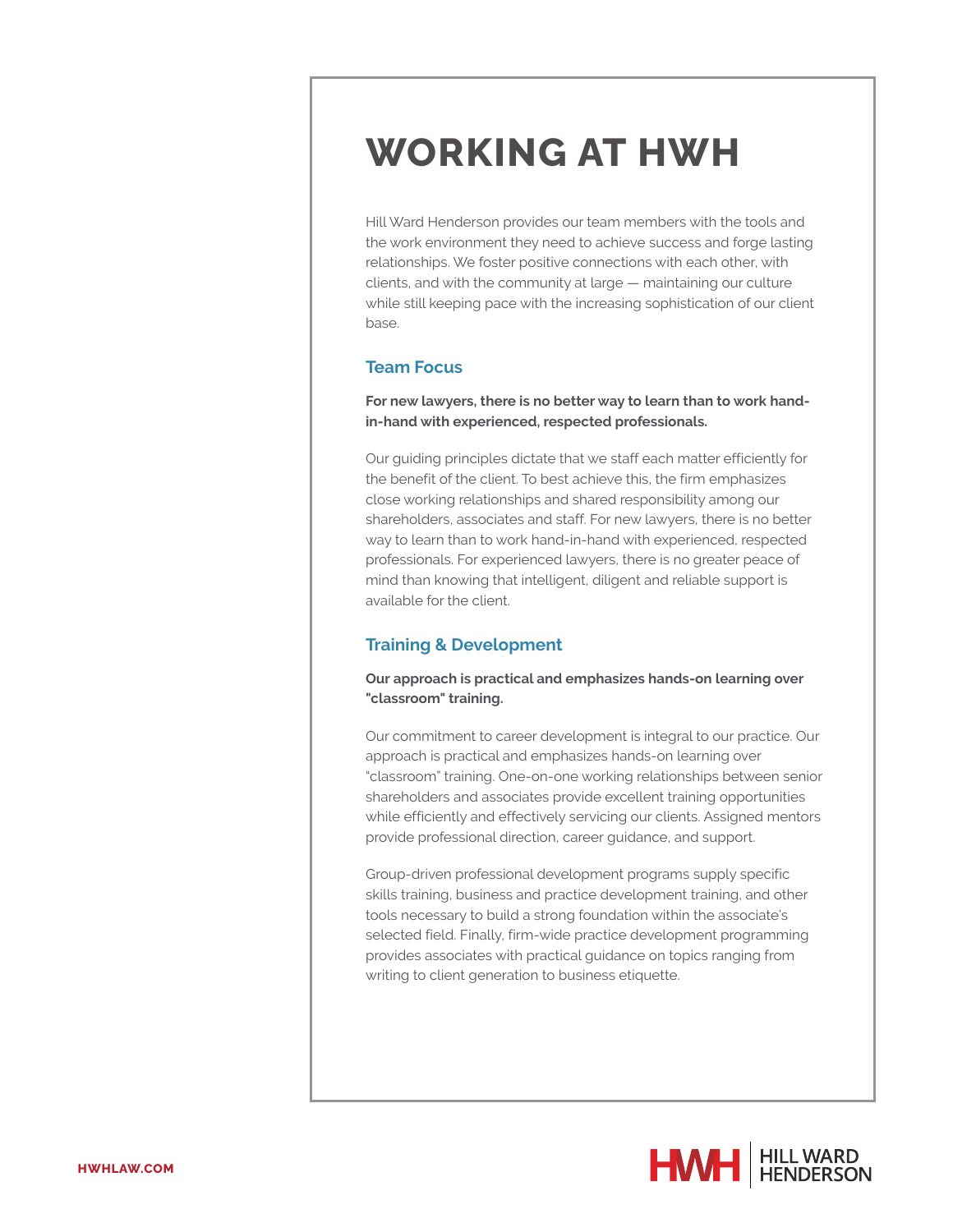# WORKING AT HWH

Hill Ward Henderson provides our team members with the tools and the work environment they need to achieve success and forge lasting relationships. We foster positive connections with each other, with clients, and with the community at large — maintaining our culture while still keeping pace with the increasing sophistication of our client base.

## Team Focus

**For new lawyers, there is no better way to learn than to work hand-in-hand with experienced, respected professionals.**

Our guiding principles dictate that we staff each matter efficiently for the benefit of the client. To best achieve this, the firm emphasizes close working relationships and shared responsibility among our shareholders, associates and staff. For new lawyers, there is no better way to learn than to work hand-in-hand with experienced, respected professionals. For experienced lawyers, there is no greater peace of mind than knowing that intelligent, diligent and reliable support is available for the client.

## Training & Development

**Our approach is practical and emphasizes hands-on learning over "classroom" training.**

Our commitment to career development is integral to our practice. Our approach is practical and emphasizes hands-on learning over "classroom" training. One-on-one working relationships between senior shareholders and associates provide excellent training opportunities while efficiently and effectively servicing our clients. Assigned mentors provide professional direction, career guidance, and support.

Group-driven professional development programs supply specific skills training, business and practice development training, and other tools necessary to build a strong foundation within the associate's selected field. Finally, firm-wide practice development programming provides associates with practical guidance on topics ranging from writing to client generation to business etiquette.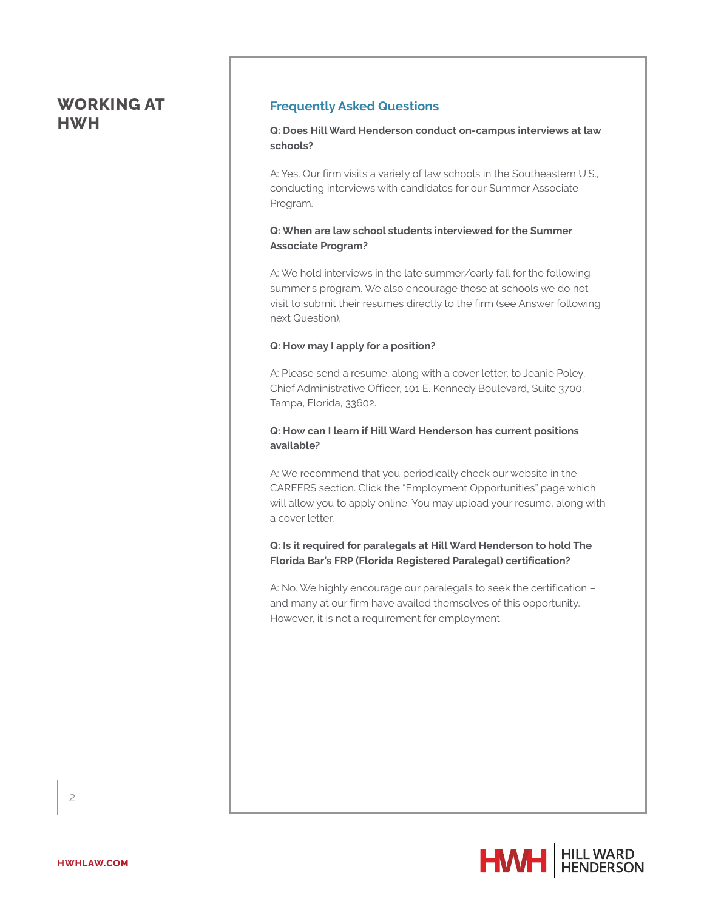# WORKING AT HWH

## Frequently Asked Questions

**Q: Does Hill Ward Henderson conduct on-campus interviews at law schools?**

A: Yes. Our firm visits a variety of law schools in the Southeastern U.S., conducting interviews with candidates for our Summer Associate Program.

**Q: When are law school students interviewed for the Summer Associate Program?**

A: We hold interviews in the late summer/early fall for the following summer's program. We also encourage those at schools we do not visit to submit their resumes directly to the firm (see Answer following next Question).

**Q: How may I apply for a position?**

A: Please send a resume, along with a cover letter, to Jeanie Poley, Chief Administrative Officer, 101 E. Kennedy Boulevard, Suite 3700, Tampa, Florida, 33602.

**Q: How can I learn if Hill Ward Henderson has current positions available?**

A: We recommend that you periodically check our website in the CAREERS section. Click the "Employment Opportunities" page which will allow you to apply online. You may upload your resume, along with a cover letter.

**Q: Is it required for paralegals at Hill Ward Henderson to hold The Florida Bar's FRP (Florida Registered Paralegal) certification?**

A: No. We highly encourage our paralegals to seek the certification – and many at our firm have availed themselves of this opportunity. However, it is not a requirement for employment.